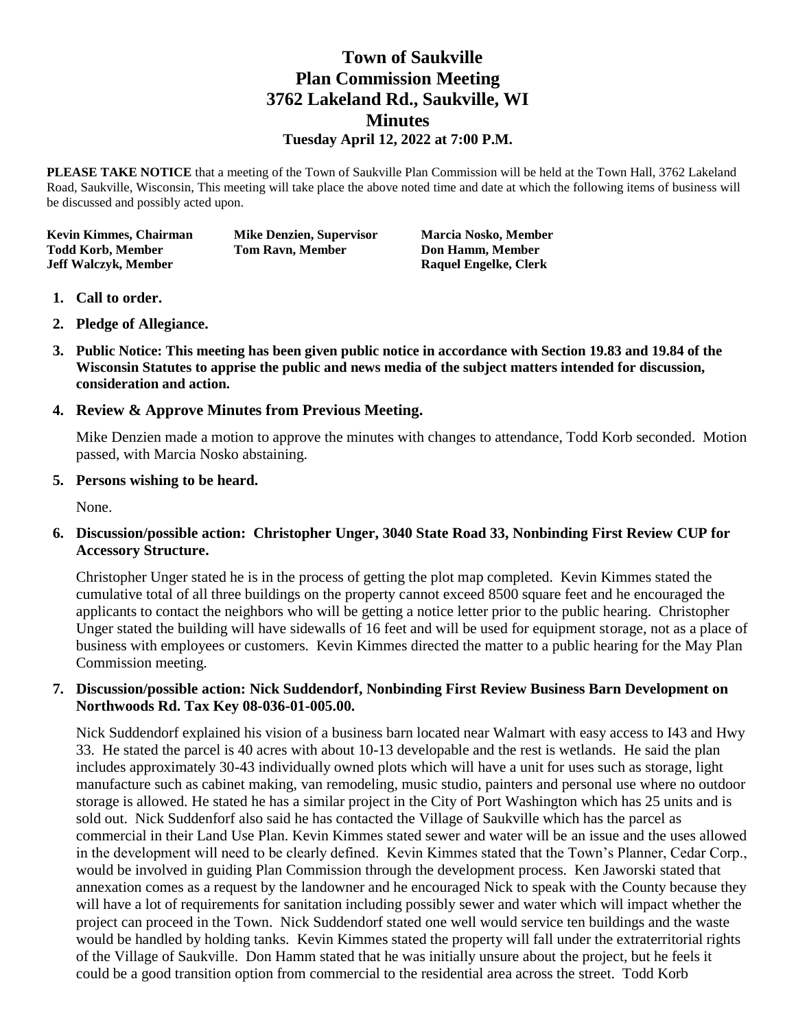# Town of Saukville
# Plan Commission Meeting
# 3762 Lakeland Rd., Saukville, WI
# Minutes
### Tuesday April 12, 2022 at 7:00 P.M.

**PLEASE TAKE NOTICE** that a meeting of the Town of Saukville Plan Commission will be held at the Town Hall, 3762 Lakeland Road, Saukville, Wisconsin, This meeting will take place the above noted time and date at which the following items of business will be discussed and possibly acted upon.

| | | |
|---|---|---|
| **Kevin Kimmes, Chairman** | **Mike Denzien, Supervisor** | **Marcia Nosko, Member** |
| **Todd Korb, Member** | **Tom Ravn, Member** | **Don Hamm, Member** |
| **Jeff Walczyk, Member** | | **Raquel Engelke, Clerk** |

1. **Call to order.**
2. **Pledge of Allegiance.**
3. **Public Notice: This meeting has been given public notice in accordance with Section 19.83 and 19.84 of the Wisconsin Statutes to apprise the public and news media of the subject matters intended for discussion, consideration and action.**
4. **Review & Approve Minutes from Previous Meeting.**

   Mike Denzien made a motion to approve the minutes with changes to attendance, Todd Korb seconded. Motion passed, with Marcia Nosko abstaining.

5. **Persons wishing to be heard.**

   None.

6. **Discussion/possible action: Christopher Unger, 3040 State Road 33, Nonbinding First Review CUP for Accessory Structure.**

   Christopher Unger stated he is in the process of getting the plot map completed. Kevin Kimmes stated the cumulative total of all three buildings on the property cannot exceed 8500 square feet and he encouraged the applicants to contact the neighbors who will be getting a notice letter prior to the public hearing. Christopher Unger stated the building will have sidewalls of 16 feet and will be used for equipment storage, not as a place of business with employees or customers. Kevin Kimmes directed the matter to a public hearing for the May Plan Commission meeting.

7. **Discussion/possible action: Nick Suddendorf, Nonbinding First Review Business Barn Development on Northwoods Rd. Tax Key 08-036-01-005.00.**

   Nick Suddendorf explained his vision of a business barn located near Walmart with easy access to I43 and Hwy 33. He stated the parcel is 40 acres with about 10-13 developable and the rest is wetlands. He said the plan includes approximately 30-43 individually owned plots which will have a unit for uses such as storage, light manufacture such as cabinet making, van remodeling, music studio, painters and personal use where no outdoor storage is allowed. He stated he has a similar project in the City of Port Washington which has 25 units and is sold out. Nick Suddenforf also said he has contacted the Village of Saukville which has the parcel as commercial in their Land Use Plan. Kevin Kimmes stated sewer and water will be an issue and the uses allowed in the development will need to be clearly defined. Kevin Kimmes stated that the Town's Planner, Cedar Corp., would be involved in guiding Plan Commission through the development process. Ken Jaworski stated that annexation comes as a request by the landowner and he encouraged Nick to speak with the County because they will have a lot of requirements for sanitation including possibly sewer and water which will impact whether the project can proceed in the Town. Nick Suddendorf stated one well would service ten buildings and the waste would be handled by holding tanks. Kevin Kimmes stated the property will fall under the extraterritorial rights of the Village of Saukville. Don Hamm stated that he was initially unsure about the project, but he feels it could be a good transition option from commercial to the residential area across the street. Todd Korb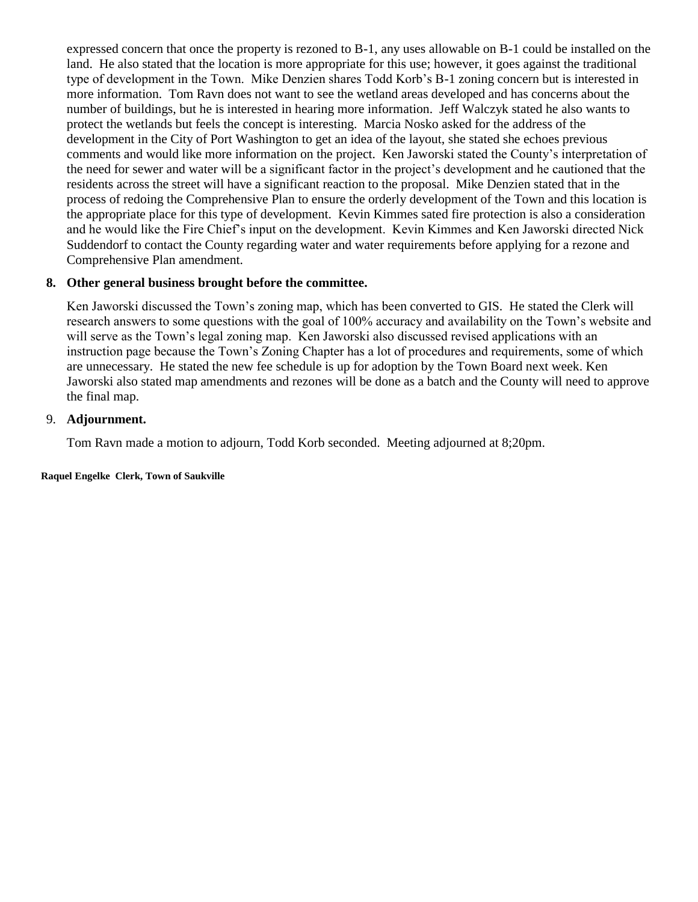expressed concern that once the property is rezoned to B-1, any uses allowable on B-1 could be installed on the land. He also stated that the location is more appropriate for this use; however, it goes against the traditional type of development in the Town. Mike Denzien shares Todd Korb's B-1 zoning concern but is interested in more information. Tom Ravn does not want to see the wetland areas developed and has concerns about the number of buildings, but he is interested in hearing more information. Jeff Walczyk stated he also wants to protect the wetlands but feels the concept is interesting. Marcia Nosko asked for the address of the development in the City of Port Washington to get an idea of the layout, she stated she echoes previous comments and would like more information on the project. Ken Jaworski stated the County's interpretation of the need for sewer and water will be a significant factor in the project's development and he cautioned that the residents across the street will have a significant reaction to the proposal. Mike Denzien stated that in the process of redoing the Comprehensive Plan to ensure the orderly development of the Town and this location is the appropriate place for this type of development. Kevin Kimmes sated fire protection is also a consideration and he would like the Fire Chief's input on the development. Kevin Kimmes and Ken Jaworski directed Nick Suddendorf to contact the County regarding water and water requirements before applying for a rezone and Comprehensive Plan amendment.

**8. Other general business brought before the committee.**

Ken Jaworski discussed the Town's zoning map, which has been converted to GIS. He stated the Clerk will research answers to some questions with the goal of 100% accuracy and availability on the Town's website and will serve as the Town's legal zoning map. Ken Jaworski also discussed revised applications with an instruction page because the Town's Zoning Chapter has a lot of procedures and requirements, some of which are unnecessary. He stated the new fee schedule is up for adoption by the Town Board next week. Ken Jaworski also stated map amendments and rezones will be done as a batch and the County will need to approve the final map.

9. **Adjournment.**

Tom Ravn made a motion to adjourn, Todd Korb seconded. Meeting adjourned at 8;20pm.

**Raquel Engelke Clerk, Town of Saukville**